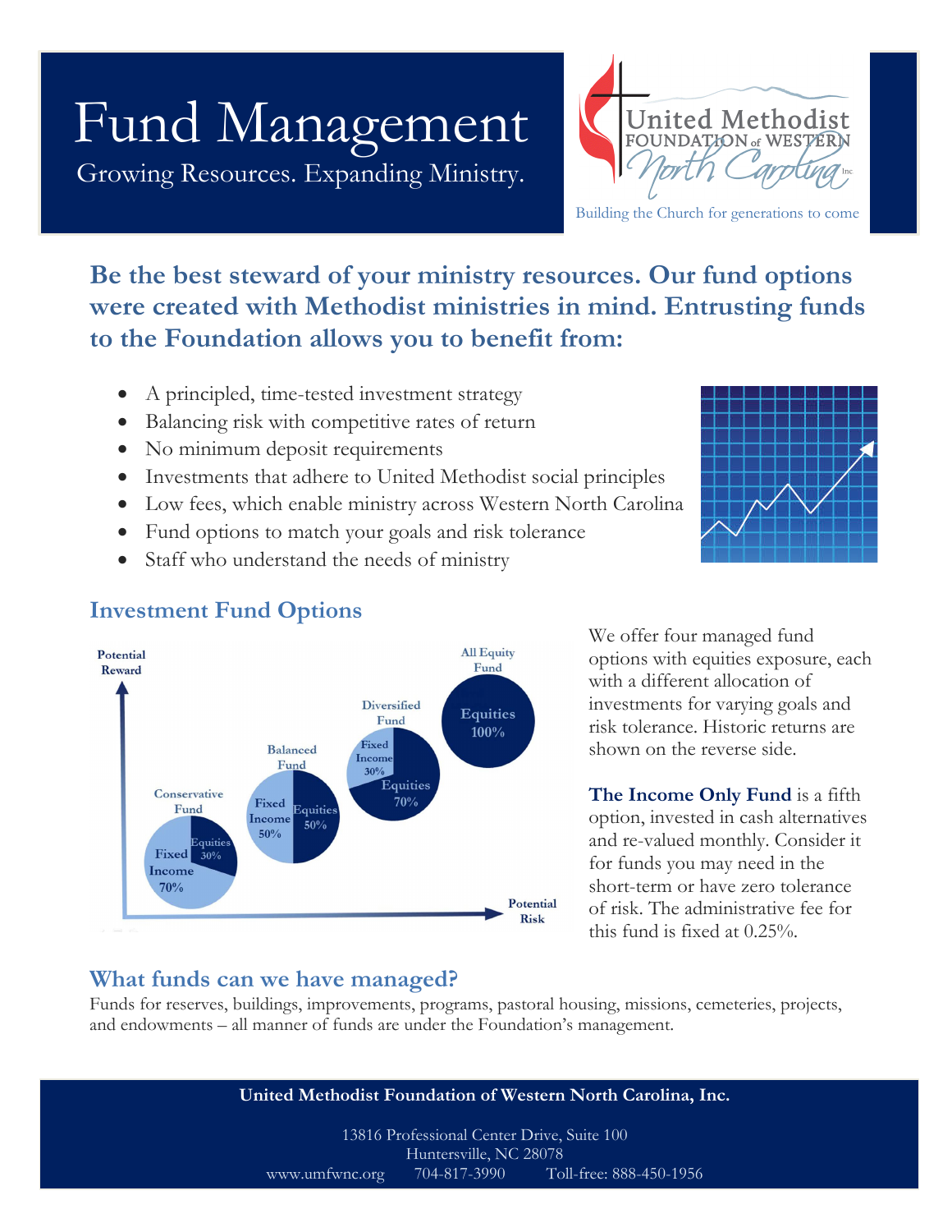# Fund Management

Growing Resources. Expanding Ministry.

United Methodist FOUNDATION of WESTERN North Carolina Inc

Building the Church for generations to come

## Be the best steward of your ministry resources. Our fund options were created with Methodist ministries in mind. Entrusting funds to the Foundation allows you to benefit from:

- A principled, time-tested investment strategy
- Balancing risk with competitive rates of return
- No minimum deposit requirements
- Investments that adhere to United Methodist social principles
- Low fees, which enable ministry across Western North Carolina
- Fund options to match your goals and risk tolerance
- Staff who understand the needs of ministry

## Investment Fund Options

Potential Reward / Potential Risk

| Fund | Fixed Income | Equities |
|---|---|---|
| Conservative Fund | 70% | 30% |
| Balanced Fund | 50% | 50% |
| Diversified Fund | 30% | 70% |
| All Equity Fund | | 100% |

We offer four managed fund options with equities exposure, each with a different allocation of investments for varying goals and risk tolerance. Historic returns are shown on the reverse side.

**The Income Only Fund** is a fifth option, invested in cash alternatives and re-valued monthly. Consider it for funds you may need in the short-term or have zero tolerance of risk. The administrative fee for this fund is fixed at 0.25%.

## What funds can we have managed?

Funds for reserves, buildings, improvements, programs, pastoral housing, missions, cemeteries, projects, and endowments – all manner of funds are under the Foundation's management.

**United Methodist Foundation of Western North Carolina, Inc.**

13816 Professional Center Drive, Suite 100
Huntersville, NC 28078
www.umfwnc.org 704-817-3990 Toll-free: 888-450-1956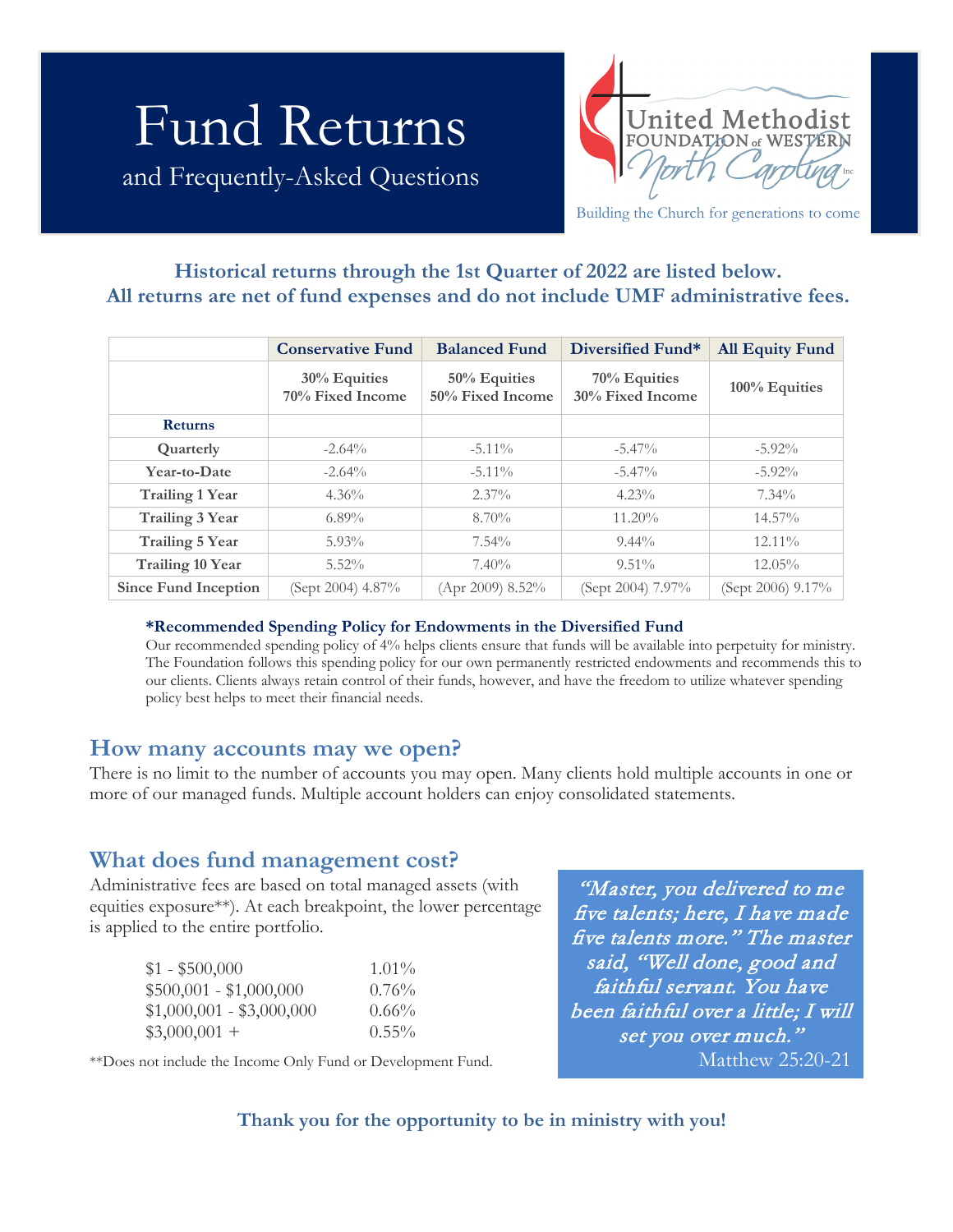# Fund Returns

and Frequently-Asked Questions

United Methodist FOUNDATION of WESTERN North Carolina Inc

Building the Church for generations to come

**Historical returns through the 1st Quarter of 2022 are listed below.**
**All returns are net of fund expenses and do not include UMF administrative fees.**

| | Conservative Fund | Balanced Fund | Diversified Fund* | All Equity Fund |
|---|---|---|---|---|
| | 30% Equities 70% Fixed Income | 50% Equities 50% Fixed Income | 70% Equities 30% Fixed Income | 100% Equities |
| **Returns** | | | | |
| **Quarterly** | -2.64% | -5.11% | -5.47% | -5.92% |
| **Year-to-Date** | -2.64% | -5.11% | -5.47% | -5.92% |
| **Trailing 1 Year** | 4.36% | 2.37% | 4.23% | 7.34% |
| **Trailing 3 Year** | 6.89% | 8.70% | 11.20% | 14.57% |
| **Trailing 5 Year** | 5.93% | 7.54% | 9.44% | 12.11% |
| **Trailing 10 Year** | 5.52% | 7.40% | 9.51% | 12.05% |
| **Since Fund Inception** | (Sept 2004) 4.87% | (Apr 2009) 8.52% | (Sept 2004) 7.97% | (Sept 2006) 9.17% |

**\*Recommended Spending Policy for Endowments in the Diversified Fund**

Our recommended spending policy of 4% helps clients ensure that funds will be available into perpetuity for ministry. The Foundation follows this spending policy for our own permanently restricted endowments and recommends this to our clients. Clients always retain control of their funds, however, and have the freedom to utilize whatever spending policy best helps to meet their financial needs.

## How many accounts may we open?

There is no limit to the number of accounts you may open. Many clients hold multiple accounts in one or more of our managed funds. Multiple account holders can enjoy consolidated statements.

## What does fund management cost?

Administrative fees are based on total managed assets (with equities exposure**). At each breakpoint, the lower percentage is applied to the entire portfolio.

| | |
|---|---|
| $1 - $500,000 | 1.01% |
| $500,001 - $1,000,000 | 0.76% |
| $1,000,001 - $3,000,000 | 0.66% |
| $3,000,001 + | 0.55% |

**Does not include the Income Only Fund or Development Fund.

*"Master, you delivered to me five talents; here, I have made five talents more." The master said, "Well done, good and faithful servant. You have been faithful over a little; I will set you over much."*
Matthew 25:20-21

**Thank you for the opportunity to be in ministry with you!**